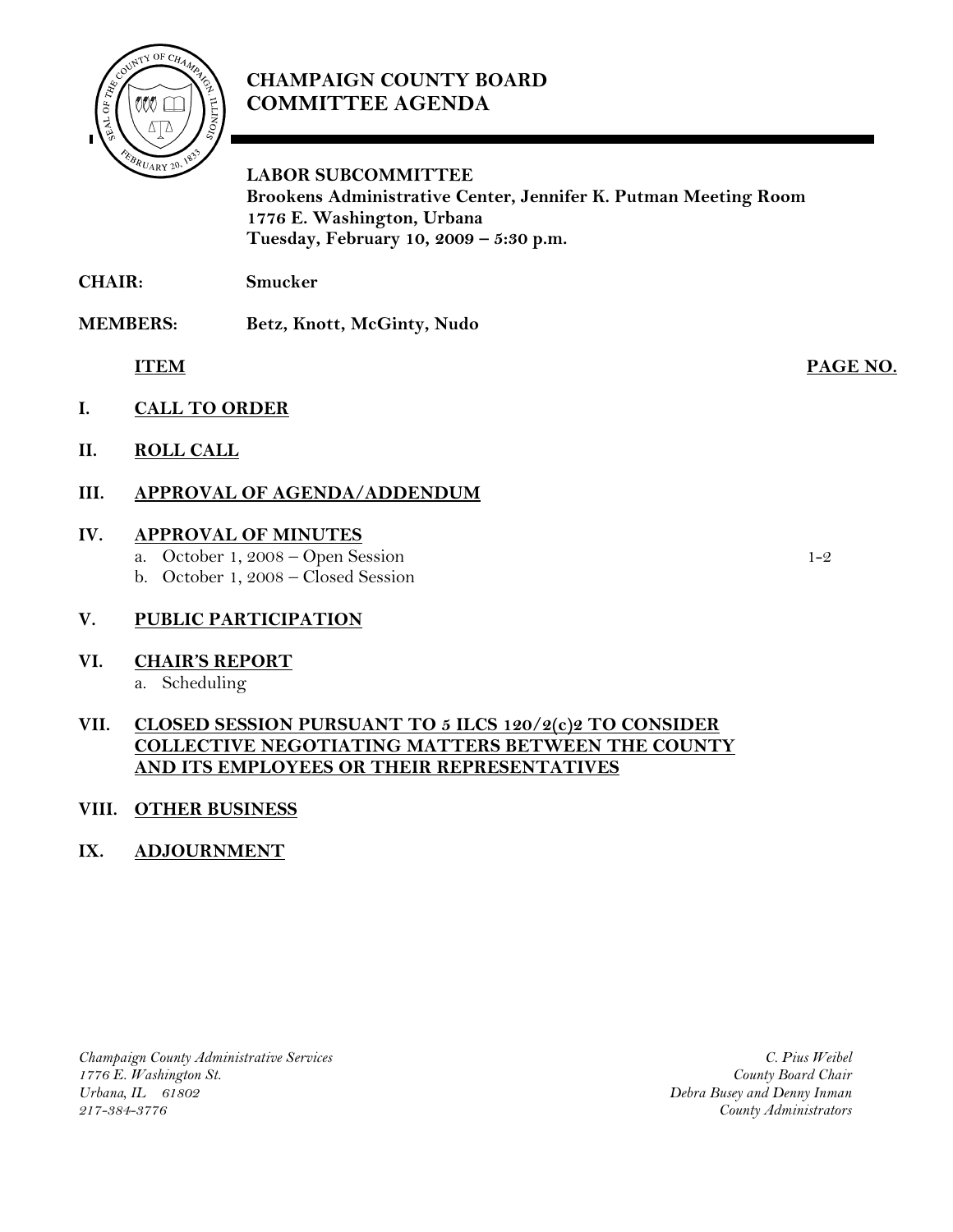# CHAMPAIGN COUNTY BOARD COMMITTEE AGENDA

**LABOR SUBCOMMITTEE**
**Brookens Administrative Center, Jennifer K. Putman Meeting Room**
**1776 E. Washington, Urbana**
**Tuesday, February 10, 2009 – 5:30 p.m.**

**CHAIR:** **Smucker**

**MEMBERS:** **Betz, Knott, McGinty, Nudo**

| | ITEM | PAGE NO. |
|---|---|---|
| I. | CALL TO ORDER | |
| II. | ROLL CALL | |
| III. | APPROVAL OF AGENDA/ADDENDUM | |
| IV. | APPROVAL OF MINUTES | |
| | a. October 1, 2008 – Open Session | 1-2 |
| | b. October 1, 2008 – Closed Session | |
| V. | PUBLIC PARTICIPATION | |
| VI. | CHAIR'S REPORT | |
| | a. Scheduling | |
| VII. | CLOSED SESSION PURSUANT TO 5 ILCS 120/2(c)2 TO CONSIDER COLLECTIVE NEGOTIATING MATTERS BETWEEN THE COUNTY AND ITS EMPLOYEES OR THEIR REPRESENTATIVES | |
| VIII. | OTHER BUSINESS | |
| IX. | ADJOURNMENT | |

*Champaign County Administrative Services*
*1776 E. Washington St.*
*Urbana, IL 61802*
*217-384-3776*

*C. Pius Weibel*
*County Board Chair*
*Debra Busey and Denny Inman*
*County Administrators*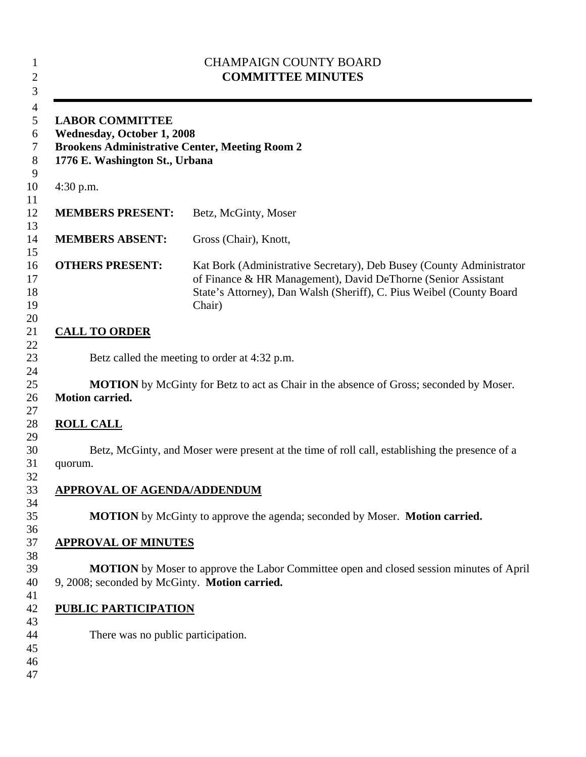CHAMPAIGN COUNTY BOARD

**COMMITTEE MINUTES**

---

**LABOR COMMITTEE**
**Wednesday, October 1, 2008**
**Brookens Administrative Center, Meeting Room 2**
**1776 E. Washington St., Urbana**

4:30 p.m.

| | |
|---|---|
| **MEMBERS PRESENT:** | Betz, McGinty, Moser |
| **MEMBERS ABSENT:** | Gross (Chair), Knott, |
| **OTHERS PRESENT:** | Kat Bork (Administrative Secretary), Deb Busey (County Administrator of Finance & HR Management), David DeThorne (Senior Assistant State's Attorney), Dan Walsh (Sheriff), C. Pius Weibel (County Board Chair) |

## CALL TO ORDER

Betz called the meeting to order at 4:32 p.m.

**MOTION** by McGinty for Betz to act as Chair in the absence of Gross; seconded by Moser. **Motion carried.**

## ROLL CALL

Betz, McGinty, and Moser were present at the time of roll call, establishing the presence of a quorum.

## APPROVAL OF AGENDA/ADDENDUM

**MOTION** by McGinty to approve the agenda; seconded by Moser. **Motion carried.**

## APPROVAL OF MINUTES

**MOTION** by Moser to approve the Labor Committee open and closed session minutes of April 9, 2008; seconded by McGinty. **Motion carried.**

## PUBLIC PARTICIPATION

There was no public participation.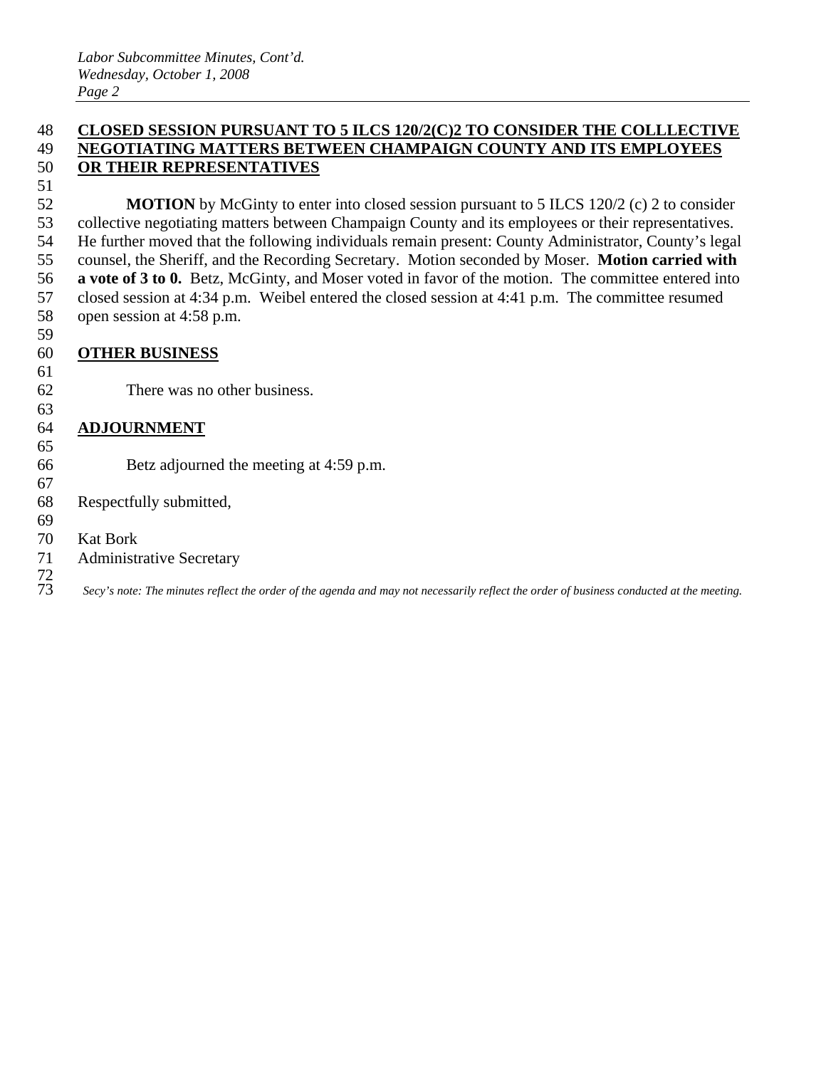## CLOSED SESSION PURSUANT TO 5 ILCS 120/2(C)2 TO CONSIDER THE COLLLECTIVE NEGOTIATING MATTERS BETWEEN CHAMPAIGN COUNTY AND ITS EMPLOYEES OR THEIR REPRESENTATIVES

**MOTION** by McGinty to enter into closed session pursuant to 5 ILCS 120/2 (c) 2 to consider collective negotiating matters between Champaign County and its employees or their representatives. He further moved that the following individuals remain present: County Administrator, County's legal counsel, the Sheriff, and the Recording Secretary. Motion seconded by Moser. **Motion carried with a vote of 3 to 0.** Betz, McGinty, and Moser voted in favor of the motion. The committee entered into closed session at 4:34 p.m. Weibel entered the closed session at 4:41 p.m. The committee resumed open session at 4:58 p.m.

## OTHER BUSINESS

There was no other business.

## ADJOURNMENT

Betz adjourned the meeting at 4:59 p.m.

Respectfully submitted,

Kat Bork
Administrative Secretary

*Secy's note: The minutes reflect the order of the agenda and may not necessarily reflect the order of business conducted at the meeting.*